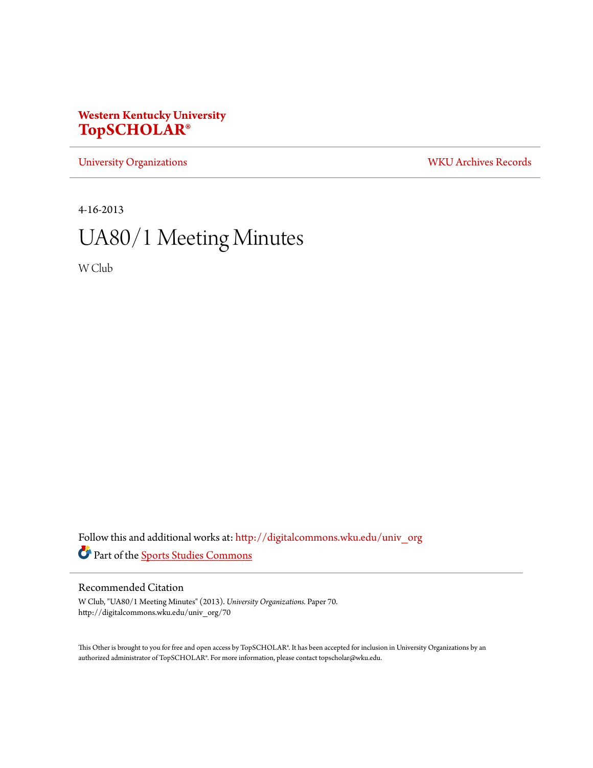**Western Kentucky University**
**TopSCHOLAR®**

University Organizations | WKU Archives Records

4-16-2013

# UA80/1 Meeting Minutes

W Club

Follow this and additional works at: http://digitalcommons.wku.edu/univ_org

Part of the Sports Studies Commons

## Recommended Citation

W Club, "UA80/1 Meeting Minutes" (2013). *University Organizations.* Paper 70.
http://digitalcommons.wku.edu/univ_org/70

This Other is brought to you for free and open access by TopSCHOLAR®. It has been accepted for inclusion in University Organizations by an authorized administrator of TopSCHOLAR®. For more information, please contact topscholar@wku.edu.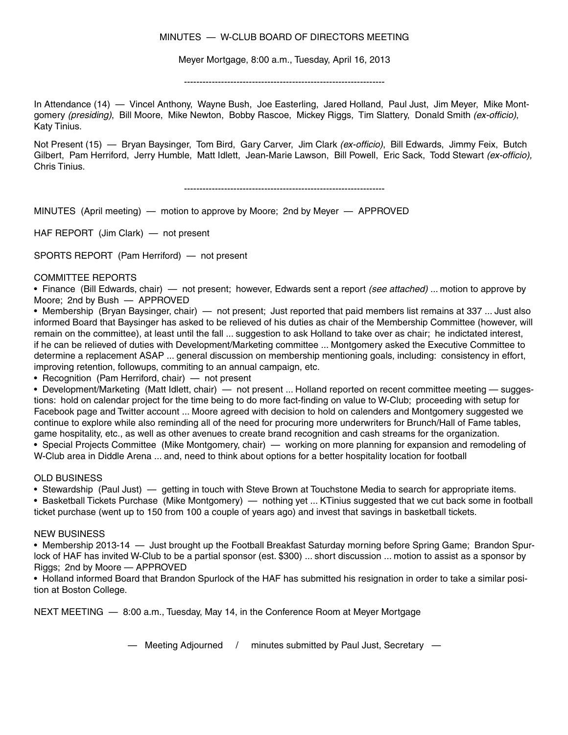MINUTES — W-CLUB BOARD OF DIRECTORS MEETING

Meyer Mortgage, 8:00 a.m., Tuesday, April 16, 2013

---

In Attendance (14) — Vincel Anthony, Wayne Bush, Joe Easterling, Jared Holland, Paul Just, Jim Meyer, Mike Montgomery *(presiding)*, Bill Moore, Mike Newton, Bobby Rascoe, Mickey Riggs, Tim Slattery, Donald Smith *(ex-officio)*, Katy Tinius.

Not Present (15) — Bryan Baysinger, Tom Bird, Gary Carver, Jim Clark *(ex-officio)*, Bill Edwards, Jimmy Feix, Butch Gilbert, Pam Herriford, Jerry Humble, Matt Idlett, Jean-Marie Lawson, Bill Powell, Eric Sack, Todd Stewart *(ex-officio),* Chris Tinius.

---

MINUTES (April meeting) — motion to approve by Moore; 2nd by Meyer — APPROVED

HAF REPORT (Jim Clark) — not present

SPORTS REPORT (Pam Herriford) — not present

COMMITTEE REPORTS

- Finance (Bill Edwards, chair) — not present; however, Edwards sent a report *(see attached) ...* motion to approve by Moore; 2nd by Bush — APPROVED
- Membership (Bryan Baysinger, chair) — not present; Just reported that paid members list remains at 337 ... Just also informed Board that Baysinger has asked to be relieved of his duties as chair of the Membership Committee (however, will remain on the committee), at least until the fall ... suggestion to ask Holland to take over as chair; he indictated interest, if he can be relieved of duties with Development/Marketing committee ... Montgomery asked the Executive Committee to determine a replacement ASAP ... general discussion on membership mentioning goals, including: consistency in effort, improving retention, followups, commiting to an annual campaign, etc.
- Recognition (Pam Herriford, chair) — not present
- Development/Marketing (Matt Idlett, chair) — not present ... Holland reported on recent committee meeting — suggestions: hold on calendar project for the time being to do more fact-finding on value to W-Club; proceeding with setup for Facebook page and Twitter account ... Moore agreed with decision to hold on calenders and Montgomery suggested we continue to explore while also reminding all of the need for procuring more underwriters for Brunch/Hall of Fame tables, game hospitality, etc., as well as other avenues to create brand recognition and cash streams for the organization.
- Special Projects Committee (Mike Montgomery, chair) — working on more planning for expansion and remodeling of W-Club area in Diddle Arena ... and, need to think about options for a better hospitality location for football

OLD BUSINESS

- Stewardship (Paul Just) — getting in touch with Steve Brown at Touchstone Media to search for appropriate items.
- Basketball Tickets Purchase (Mike Montgomery) — nothing yet ... KTinius suggested that we cut back some in football ticket purchase (went up to 150 from 100 a couple of years ago) and invest that savings in basketball tickets.

NEW BUSINESS

- Membership 2013-14 — Just brought up the Football Breakfast Saturday morning before Spring Game; Brandon Spurlock of HAF has invited W-Club to be a partial sponsor (est. $300) ... short discussion ... motion to assist as a sponsor by Riggs; 2nd by Moore — APPROVED
- Holland informed Board that Brandon Spurlock of the HAF has submitted his resignation in order to take a similar position at Boston College.

NEXT MEETING — 8:00 a.m., Tuesday, May 14, in the Conference Room at Meyer Mortgage

— Meeting Adjourned / minutes submitted by Paul Just, Secretary —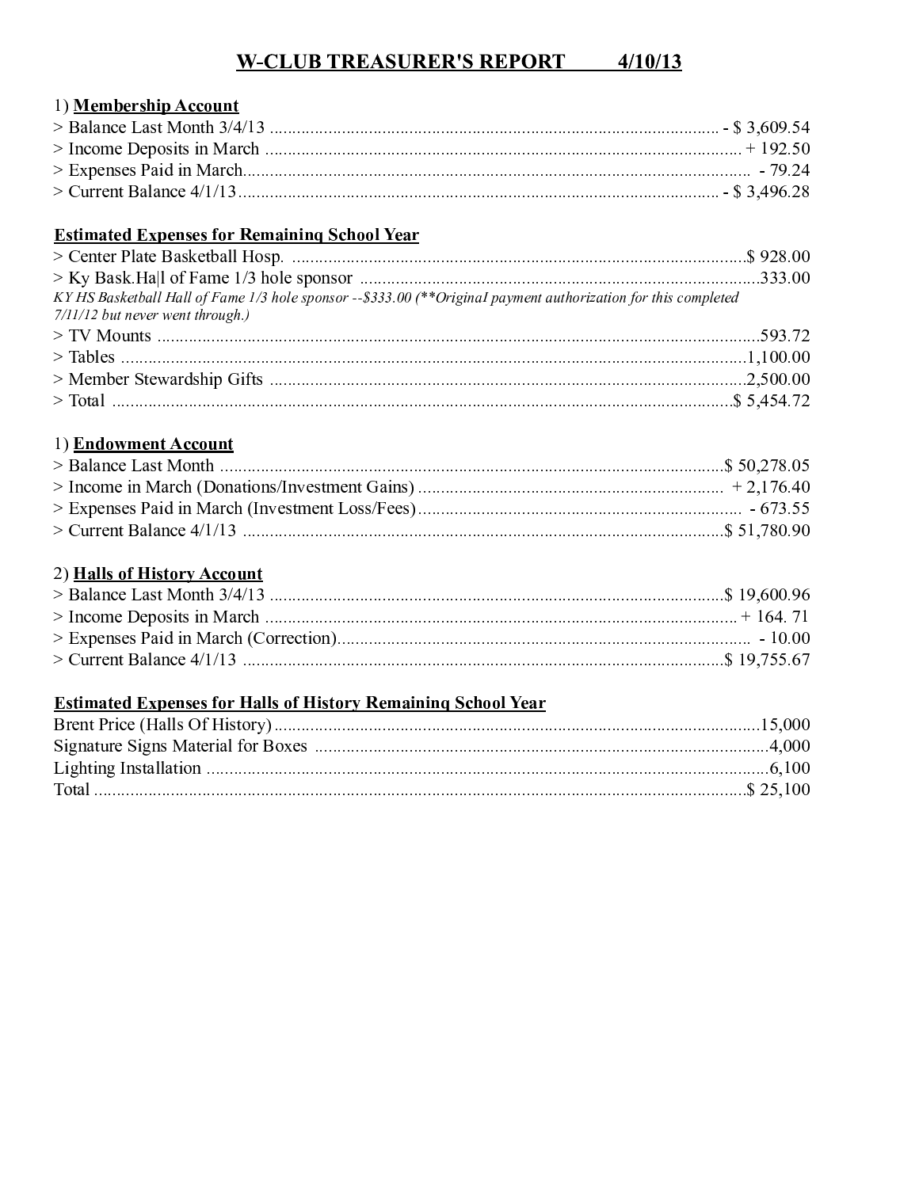# W-CLUB TREASURER'S REPORT 4/10/13

1) **Membership Account**

> Balance Last Month 3/4/13 ..................................................... - $ 3,609.54
> Income Deposits in March ..................................................... + 192.50
> Expenses Paid in March..................................................... - 79.24
> Current Balance 4/1/13..................................................... - $ 3,496.28

**Estimated Expenses for Remaininq School Year**

> Center Plate Basketball Hosp. ..................................................... $ 928.00
> Ky Bask.Ha|l of Fame 1/3 hole sponsor ..................................................... 333.00

*KY HS Basketball Hall of Fame 1/3 hole sponsor --$333.00 (\*\*OriginaI payment authorization for this completed 7/11/12 but never went through.)*

> TV Mounts ..................................................... 593.72
> Tables ..................................................... 1,100.00
> Member Stewardship Gifts ..................................................... 2,500.00
> Total ..................................................... $ 5,454.72

1) **Endowment Account**

> Balance Last Month ..................................................... $ 50,278.05
> Income in March (Donations/Investment Gains) ..................................................... + 2,176.40
> Expenses Paid in March (Investment Loss/Fees)..................................................... - 673.55
> Current Balance 4/1/13 ..................................................... $ 51,780.90

2) **Halls of History Account**

> Balance Last Month 3/4/13 ..................................................... $ 19,600.96
> Income Deposits in March ..................................................... + 164. 71
> Expenses Paid in March (Correction)..................................................... - 10.00
> Current Balance 4/1/13 ..................................................... $ 19,755.67

**Estimated Expenses for Halls of History Remaininq School Year**

Brent Price (Halls Of History) ..................................................... 15,000
Signature Signs Material for Boxes ..................................................... 4,000
Lighting Installation ..................................................... 6,100
Total ..................................................... $ 25,100